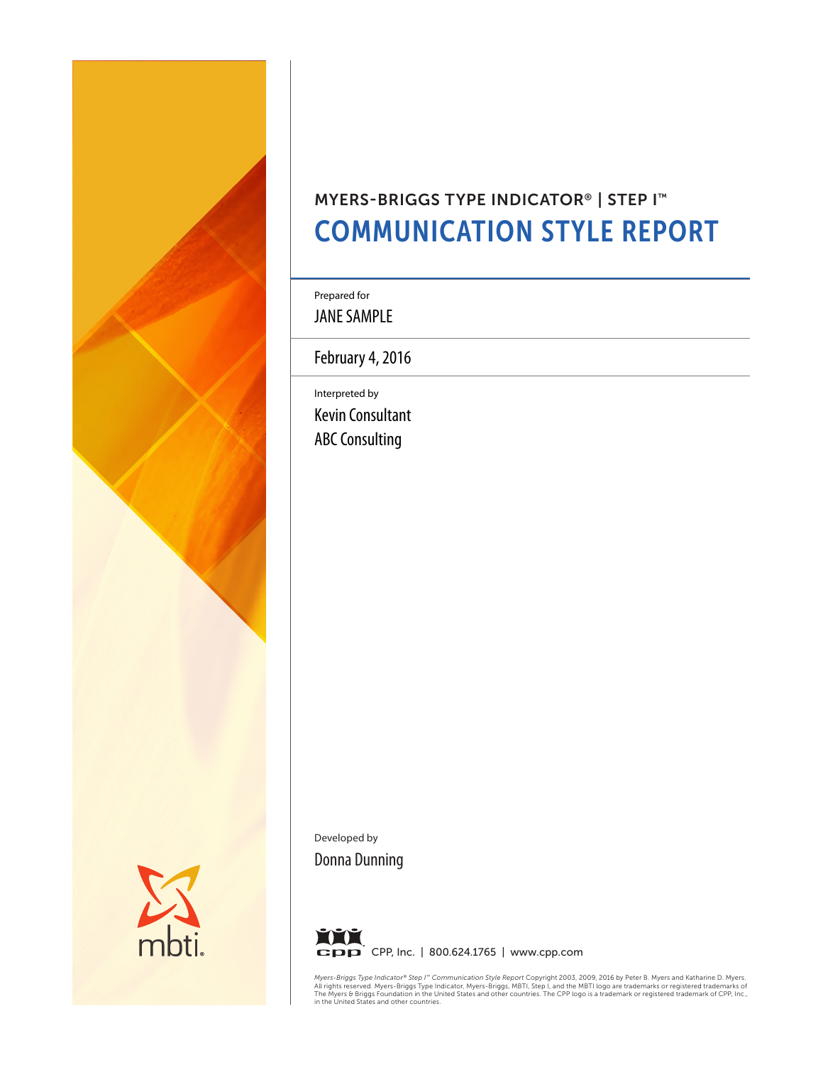MYERS-BRIGGS TYPE INDICATOR® | STEP I™

# COMMUNICATION STYLE REPORT

Prepared for

JANE SAMPLE

February 4, 2016

Interpreted by

Kevin Consultant

ABC Consulting

Developed by

Donna Dunning

CPP, Inc. | 800.624.1765 | www.cpp.com

*Myers-Briggs Type Indicator® Step I™ Communication Style Report* Copyright 2003, 2009, 2016 by Peter B. Myers and Katharine D. Myers. All rights reserved. Myers-Briggs Type Indicator, Myers-Briggs, MBTI, Step I, and the MBTI logo are trademarks or registered trademarks of The Myers & Briggs Foundation in the United States and other countries. The CPP logo is a trademark or registered trademark of CPP, Inc., in the United States and other countries.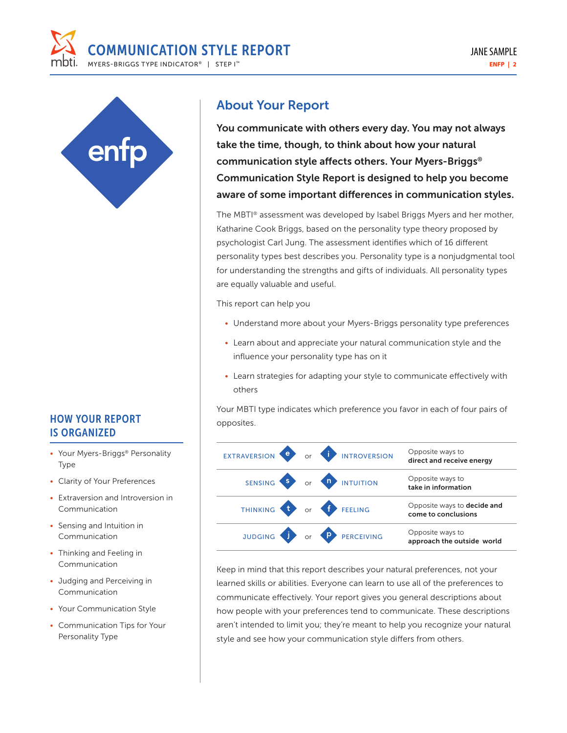enfp

## HOW YOUR REPORT IS ORGANIZED

- Your Myers-Briggs® Personality Type
- Clarity of Your Preferences
- Extraversion and Introversion in Communication
- Sensing and Intuition in Communication
- Thinking and Feeling in Communication
- Judging and Perceiving in Communication
- Your Communication Style
- Communication Tips for Your Personality Type

## About Your Report

**You communicate with others every day. You may not always take the time, though, to think about how your natural communication style affects others. Your Myers-Briggs® Communication Style Report is designed to help you become aware of some important differences in communication styles.**

The MBTI® assessment was developed by Isabel Briggs Myers and her mother, Katharine Cook Briggs, based on the personality type theory proposed by psychologist Carl Jung. The assessment identifies which of 16 different personality types best describes you. Personality type is a nonjudgmental tool for understanding the strengths and gifts of individuals. All personality types are equally valuable and useful.

This report can help you

- Understand more about your Myers-Briggs personality type preferences
- Learn about and appreciate your natural communication style and the influence your personality type has on it
- Learn strategies for adapting your style to communicate effectively with others

Your MBTI type indicates which preference you favor in each of four pairs of opposites.

| | | | | | |
|---|---|---|---|---|---|
| EXTRAVERSION | e | or | i | INTROVERSION | Opposite ways to **direct and receive energy** |
| SENSING | s | or | n | INTUITION | Opposite ways to **take in information** |
| THINKING | t | or | f | FEELING | Opposite ways to **decide and come to conclusions** |
| JUDGING | j | or | p | PERCEIVING | Opposite ways to **approach the outside world** |

Keep in mind that this report describes your natural preferences, not your learned skills or abilities. Everyone can learn to use all of the preferences to communicate effectively. Your report gives you general descriptions about how people with your preferences tend to communicate. These descriptions aren't intended to limit you; they're meant to help you recognize your natural style and see how your communication style differs from others.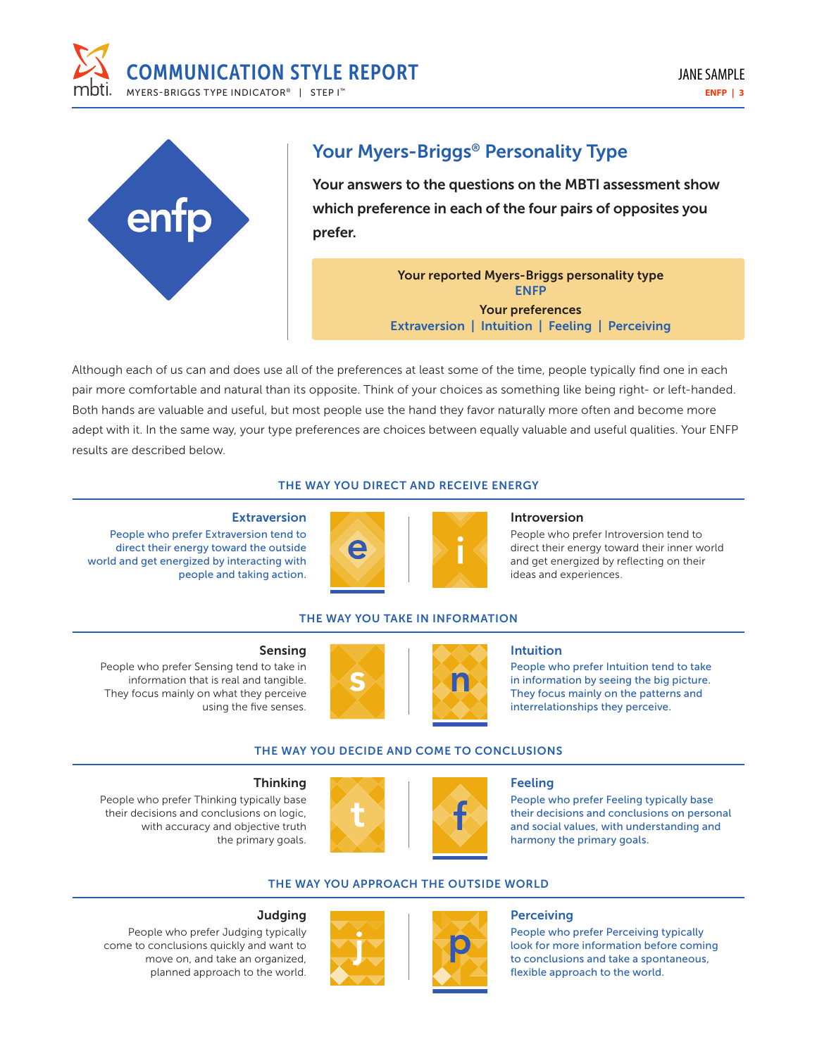## Your Myers-Briggs® Personality Type

**Your answers to the questions on the MBTI assessment show which preference in each of the four pairs of opposites you prefer.**

Your reported Myers-Briggs personality type
**ENFP**

Your preferences
**Extraversion | Intuition | Feeling | Perceiving**

Although each of us can and does use all of the preferences at least some of the time, people typically find one in each pair more comfortable and natural than its opposite. Think of your choices as something like being right- or left-handed. Both hands are valuable and useful, but most people use the hand they favor naturally more often and become more adept with it. In the same way, your type preferences are choices between equally valuable and useful qualities. Your ENFP results are described below.

### THE WAY YOU DIRECT AND RECEIVE ENERGY

**Extraversion**
People who prefer Extraversion tend to direct their energy toward the outside world and get energized by interacting with people and taking action.

**Introversion**
People who prefer Introversion tend to direct their energy toward their inner world and get energized by reflecting on their ideas and experiences.

### THE WAY YOU TAKE IN INFORMATION

**Sensing**
People who prefer Sensing tend to take in information that is real and tangible. They focus mainly on what they perceive using the five senses.

**Intuition**
People who prefer Intuition tend to take in information by seeing the big picture. They focus mainly on the patterns and interrelationships they perceive.

### THE WAY YOU DECIDE AND COME TO CONCLUSIONS

**Thinking**
People who prefer Thinking typically base their decisions and conclusions on logic, with accuracy and objective truth the primary goals.

**Feeling**
People who prefer Feeling typically base their decisions and conclusions on personal and social values, with understanding and harmony the primary goals.

### THE WAY YOU APPROACH THE OUTSIDE WORLD

**Judging**
People who prefer Judging typically come to conclusions quickly and want to move on, and take an organized, planned approach to the world.

**Perceiving**
People who prefer Perceiving typically look for more information before coming to conclusions and take a spontaneous, flexible approach to the world.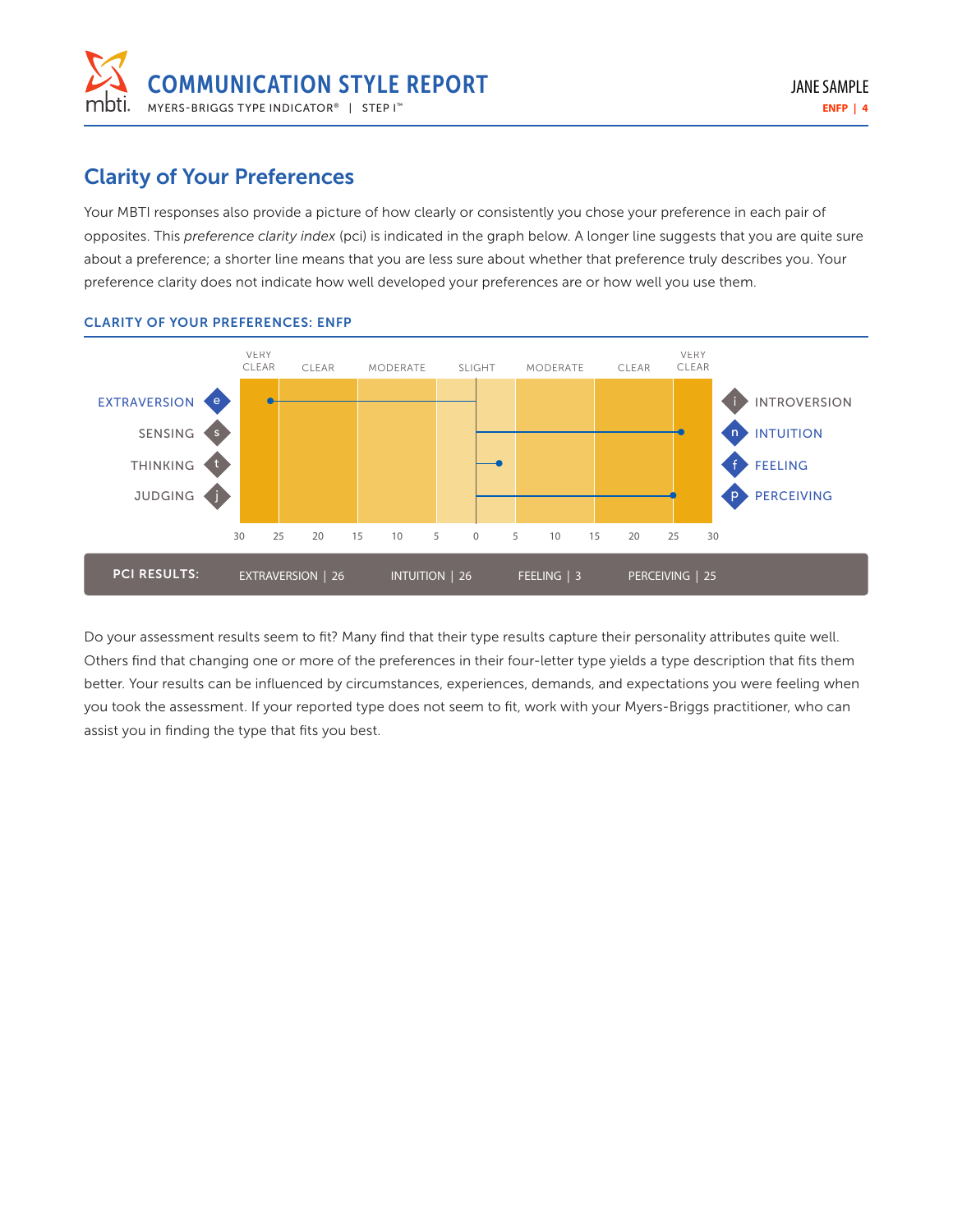## Clarity of Your Preferences

Your MBTI responses also provide a picture of how clearly or consistently you chose your preference in each pair of opposites. This *preference clarity index* (pci) is indicated in the graph below. A longer line suggests that you are quite sure about a preference; a shorter line means that you are less sure about whether that preference truly describes you. Your preference clarity does not indicate how well developed your preferences are or how well you use them.

### CLARITY OF YOUR PREFERENCES: ENFP

| | VERY CLEAR | CLEAR | MODERATE | SLIGHT | SLIGHT | MODERATE | CLEAR | VERY CLEAR | |
|---|---|---|---|---|---|---|---|---|---|
| **EXTRAVERSION** (e) | ● 26 | | | | | | | | INTROVERSION (i) |
| SENSING (s) | | | | | | | | ● 26 | **INTUITION** (n) |
| THINKING (t) | | | | | ● 3 | | | | **FEELING** (f) |
| JUDGING (j) | | | | | | | | ● 25 | **PERCEIVING** (p) |

Scale: 30 25 20 15 10 5 0 5 10 15 20 25 30

**PCI RESULTS:** EXTRAVERSION | 26 INTUITION | 26 FEELING | 3 PERCEIVING | 25

Do your assessment results seem to fit? Many find that their type results capture their personality attributes quite well. Others find that changing one or more of the preferences in their four-letter type yields a type description that fits them better. Your results can be influenced by circumstances, experiences, demands, and expectations you were feeling when you took the assessment. If your reported type does not seem to fit, work with your Myers-Briggs practitioner, who can assist you in finding the type that fits you best.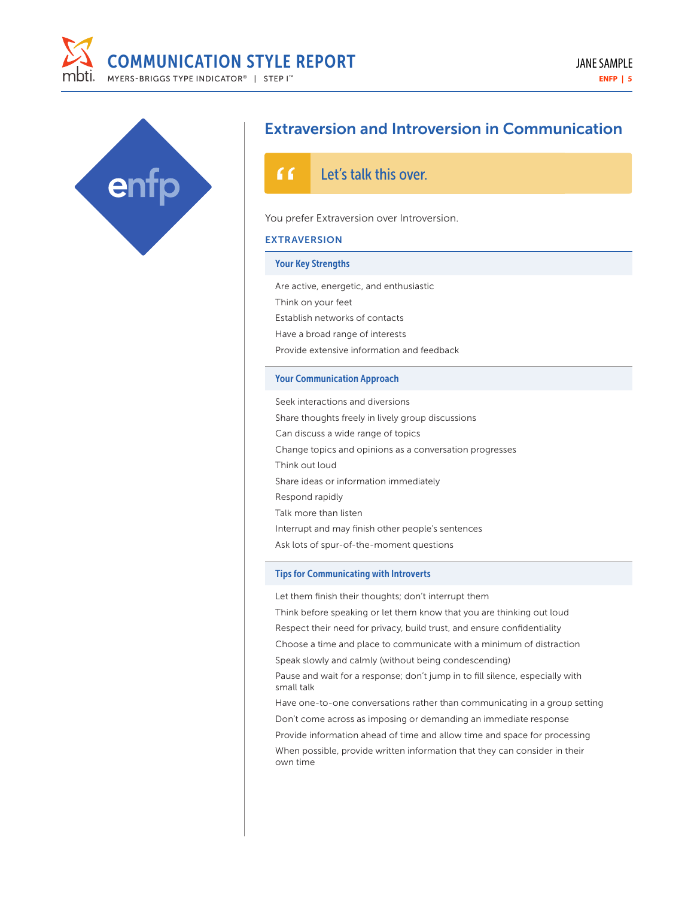enfp

## Extraversion and Introversion in Communication

> Let's talk this over.

You prefer Extraversion over Introversion.

### EXTRAVERSION

#### Your Key Strengths

- Are active, energetic, and enthusiastic
- Think on your feet
- Establish networks of contacts
- Have a broad range of interests
- Provide extensive information and feedback

#### Your Communication Approach

- Seek interactions and diversions
- Share thoughts freely in lively group discussions
- Can discuss a wide range of topics
- Change topics and opinions as a conversation progresses
- Think out loud
- Share ideas or information immediately
- Respond rapidly
- Talk more than listen
- Interrupt and may finish other people's sentences
- Ask lots of spur-of-the-moment questions

#### Tips for Communicating with Introverts

- Let them finish their thoughts; don't interrupt them
- Think before speaking or let them know that you are thinking out loud
- Respect their need for privacy, build trust, and ensure confidentiality
- Choose a time and place to communicate with a minimum of distraction
- Speak slowly and calmly (without being condescending)
- Pause and wait for a response; don't jump in to fill silence, especially with small talk
- Have one-to-one conversations rather than communicating in a group setting
- Don't come across as imposing or demanding an immediate response
- Provide information ahead of time and allow time and space for processing
- When possible, provide written information that they can consider in their own time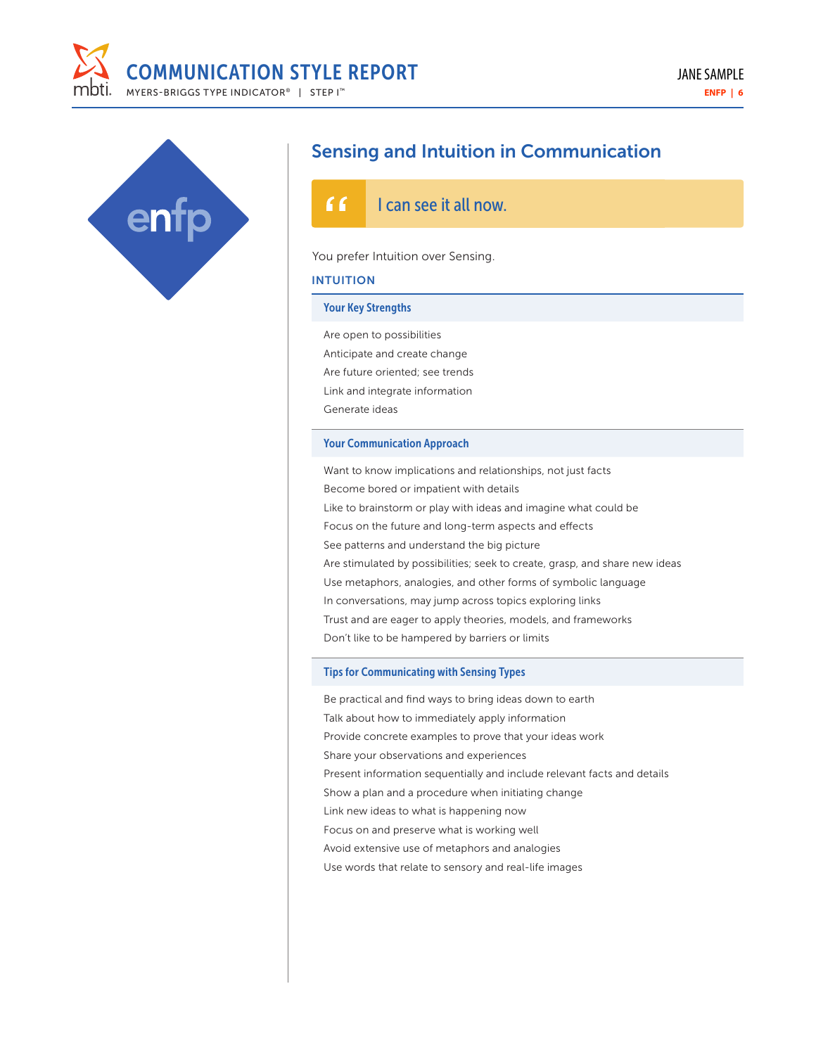enfp

## Sensing and Intuition in Communication

> “ I can see it all now.

You prefer Intuition over Sensing.

### INTUITION

#### Your Key Strengths

- Are open to possibilities
- Anticipate and create change
- Are future oriented; see trends
- Link and integrate information
- Generate ideas

#### Your Communication Approach

- Want to know implications and relationships, not just facts
- Become bored or impatient with details
- Like to brainstorm or play with ideas and imagine what could be
- Focus on the future and long-term aspects and effects
- See patterns and understand the big picture
- Are stimulated by possibilities; seek to create, grasp, and share new ideas
- Use metaphors, analogies, and other forms of symbolic language
- In conversations, may jump across topics exploring links
- Trust and are eager to apply theories, models, and frameworks
- Don’t like to be hampered by barriers or limits

#### Tips for Communicating with Sensing Types

- Be practical and find ways to bring ideas down to earth
- Talk about how to immediately apply information
- Provide concrete examples to prove that your ideas work
- Share your observations and experiences
- Present information sequentially and include relevant facts and details
- Show a plan and a procedure when initiating change
- Link new ideas to what is happening now
- Focus on and preserve what is working well
- Avoid extensive use of metaphors and analogies
- Use words that relate to sensory and real-life images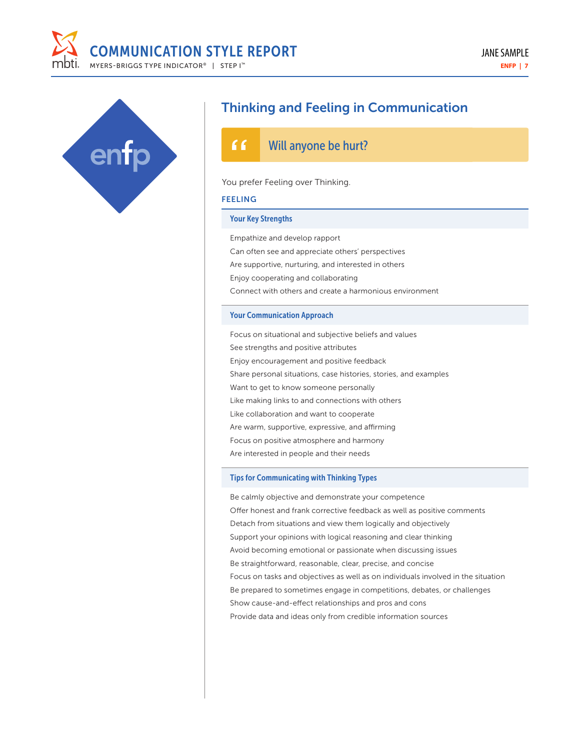enfp

## Thinking and Feeling in Communication

> Will anyone be hurt?

You prefer Feeling over Thinking.

### FEELING

#### Your Key Strengths

Empathize and develop rapport
Can often see and appreciate others' perspectives
Are supportive, nurturing, and interested in others
Enjoy cooperating and collaborating
Connect with others and create a harmonious environment

#### Your Communication Approach

Focus on situational and subjective beliefs and values
See strengths and positive attributes
Enjoy encouragement and positive feedback
Share personal situations, case histories, stories, and examples
Want to get to know someone personally
Like making links to and connections with others
Like collaboration and want to cooperate
Are warm, supportive, expressive, and affirming
Focus on positive atmosphere and harmony
Are interested in people and their needs

#### Tips for Communicating with Thinking Types

Be calmly objective and demonstrate your competence
Offer honest and frank corrective feedback as well as positive comments
Detach from situations and view them logically and objectively
Support your opinions with logical reasoning and clear thinking
Avoid becoming emotional or passionate when discussing issues
Be straightforward, reasonable, clear, precise, and concise
Focus on tasks and objectives as well as on individuals involved in the situation
Be prepared to sometimes engage in competitions, debates, or challenges
Show cause-and-effect relationships and pros and cons
Provide data and ideas only from credible information sources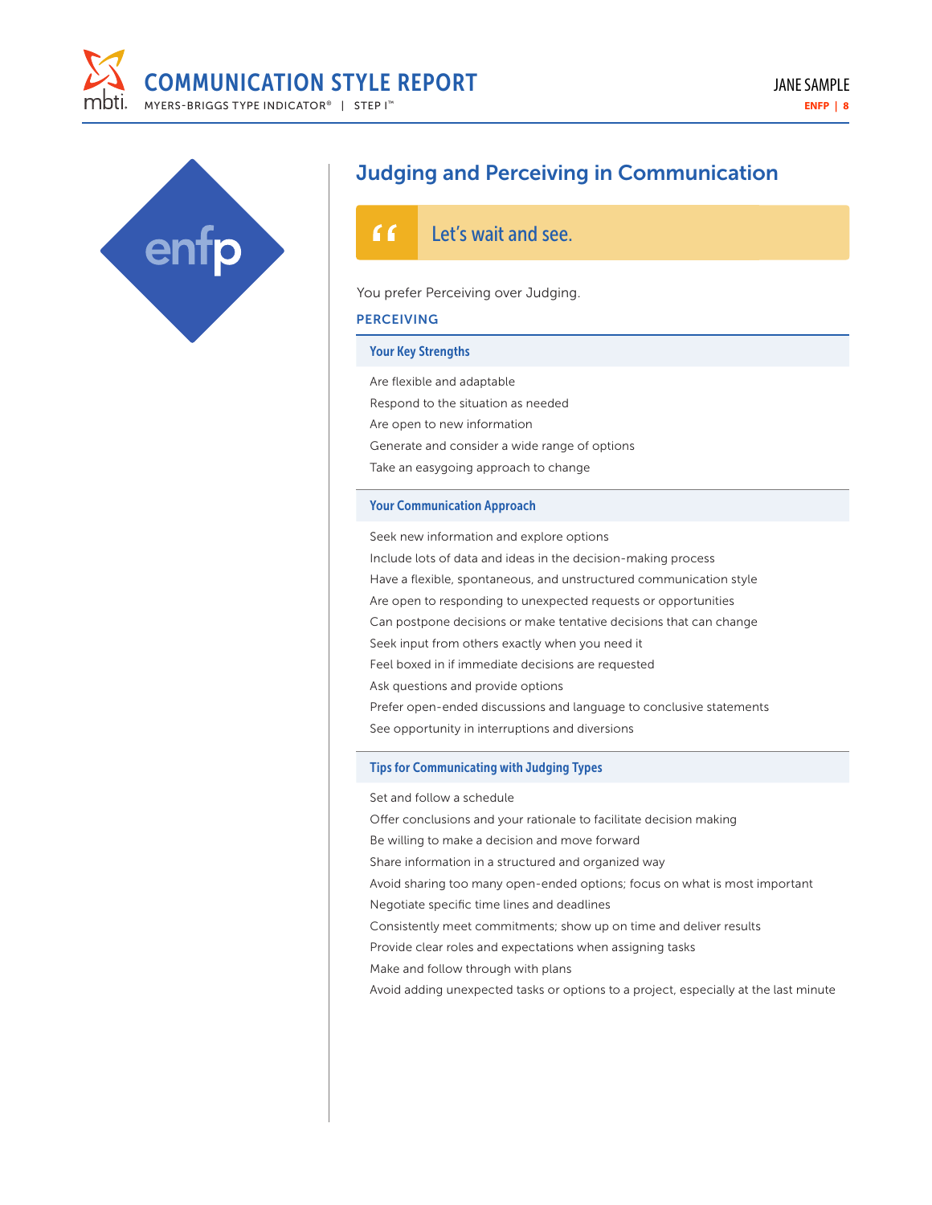enfp

# Judging and Perceiving in Communication

> Let's wait and see.

You prefer Perceiving over Judging.

## PERCEIVING

### Your Key Strengths

- Are flexible and adaptable
- Respond to the situation as needed
- Are open to new information
- Generate and consider a wide range of options
- Take an easygoing approach to change

### Your Communication Approach

- Seek new information and explore options
- Include lots of data and ideas in the decision-making process
- Have a flexible, spontaneous, and unstructured communication style
- Are open to responding to unexpected requests or opportunities
- Can postpone decisions or make tentative decisions that can change
- Seek input from others exactly when you need it
- Feel boxed in if immediate decisions are requested
- Ask questions and provide options
- Prefer open-ended discussions and language to conclusive statements
- See opportunity in interruptions and diversions

### Tips for Communicating with Judging Types

- Set and follow a schedule
- Offer conclusions and your rationale to facilitate decision making
- Be willing to make a decision and move forward
- Share information in a structured and organized way
- Avoid sharing too many open-ended options; focus on what is most important
- Negotiate specific time lines and deadlines
- Consistently meet commitments; show up on time and deliver results
- Provide clear roles and expectations when assigning tasks
- Make and follow through with plans
- Avoid adding unexpected tasks or options to a project, especially at the last minute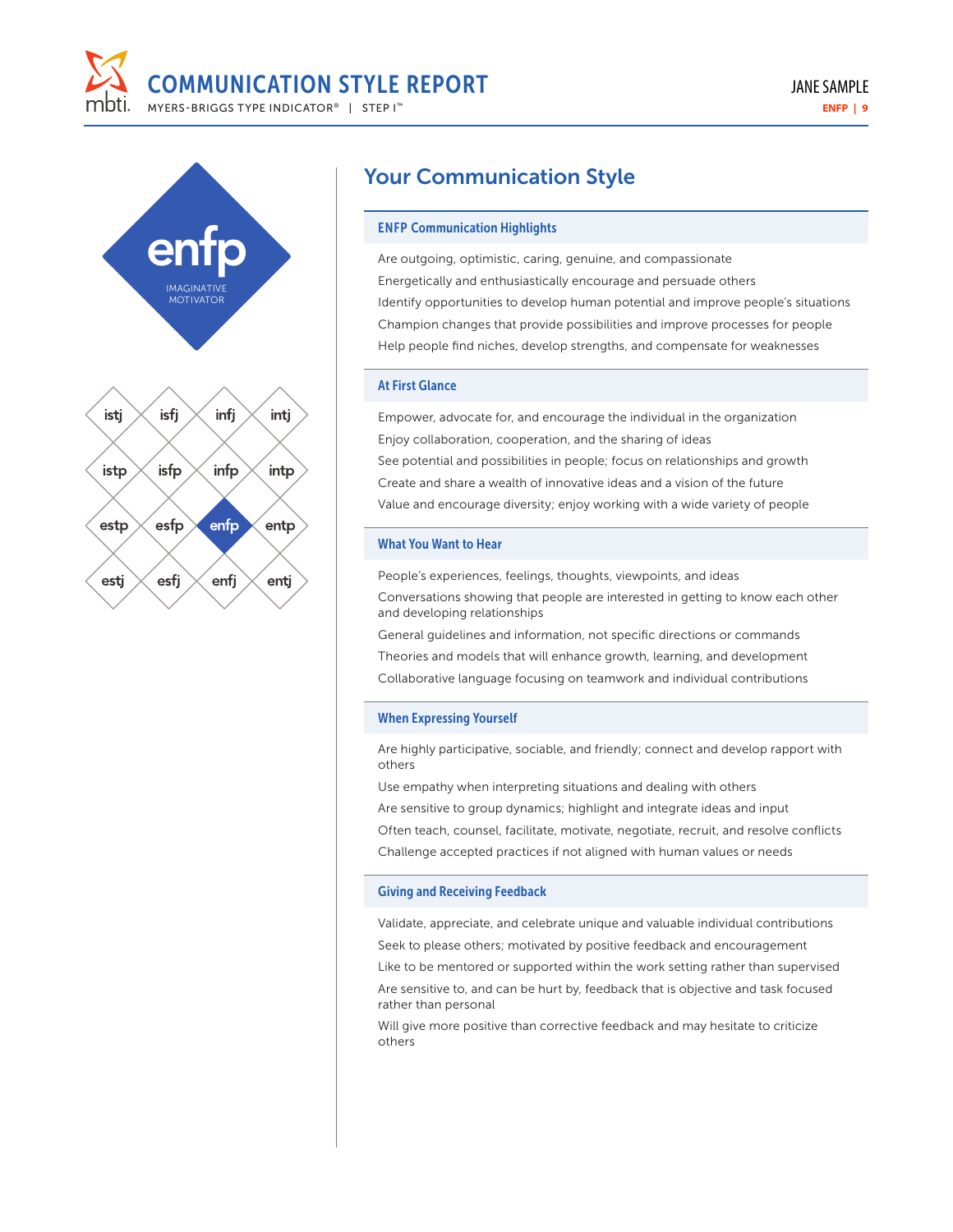enfp

IMAGINATIVE MOTIVATOR

| istj | isfj | infj | intj |
|---|---|---|---|
| istp | isfp | infp | intp |
| estp | esfp | **enfp** | entp |
| estj | esfj | enfj | entj |

## Your Communication Style

### ENFP Communication Highlights

Are outgoing, optimistic, caring, genuine, and compassionate

Energetically and enthusiastically encourage and persuade others

Identify opportunities to develop human potential and improve people's situations

Champion changes that provide possibilities and improve processes for people

Help people find niches, develop strengths, and compensate for weaknesses

### At First Glance

Empower, advocate for, and encourage the individual in the organization

Enjoy collaboration, cooperation, and the sharing of ideas

See potential and possibilities in people; focus on relationships and growth

Create and share a wealth of innovative ideas and a vision of the future

Value and encourage diversity; enjoy working with a wide variety of people

### What You Want to Hear

People's experiences, feelings, thoughts, viewpoints, and ideas

Conversations showing that people are interested in getting to know each other and developing relationships

General guidelines and information, not specific directions or commands

Theories and models that will enhance growth, learning, and development

Collaborative language focusing on teamwork and individual contributions

### When Expressing Yourself

Are highly participative, sociable, and friendly; connect and develop rapport with others

Use empathy when interpreting situations and dealing with others

Are sensitive to group dynamics; highlight and integrate ideas and input

Often teach, counsel, facilitate, motivate, negotiate, recruit, and resolve conflicts

Challenge accepted practices if not aligned with human values or needs

### Giving and Receiving Feedback

Validate, appreciate, and celebrate unique and valuable individual contributions

Seek to please others; motivated by positive feedback and encouragement

Like to be mentored or supported within the work setting rather than supervised

Are sensitive to, and can be hurt by, feedback that is objective and task focused rather than personal

Will give more positive than corrective feedback and may hesitate to criticize others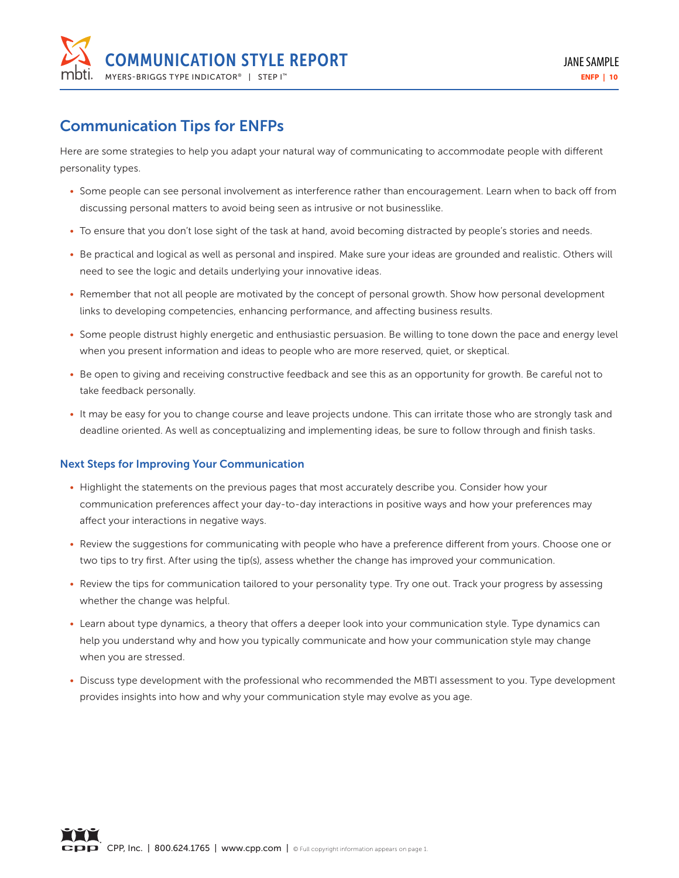## Communication Tips for ENFPs

Here are some strategies to help you adapt your natural way of communicating to accommodate people with different personality types.

- Some people can see personal involvement as interference rather than encouragement. Learn when to back off from discussing personal matters to avoid being seen as intrusive or not businesslike.
- To ensure that you don't lose sight of the task at hand, avoid becoming distracted by people's stories and needs.
- Be practical and logical as well as personal and inspired. Make sure your ideas are grounded and realistic. Others will need to see the logic and details underlying your innovative ideas.
- Remember that not all people are motivated by the concept of personal growth. Show how personal development links to developing competencies, enhancing performance, and affecting business results.
- Some people distrust highly energetic and enthusiastic persuasion. Be willing to tone down the pace and energy level when you present information and ideas to people who are more reserved, quiet, or skeptical.
- Be open to giving and receiving constructive feedback and see this as an opportunity for growth. Be careful not to take feedback personally.
- It may be easy for you to change course and leave projects undone. This can irritate those who are strongly task and deadline oriented. As well as conceptualizing and implementing ideas, be sure to follow through and finish tasks.

### Next Steps for Improving Your Communication

- Highlight the statements on the previous pages that most accurately describe you. Consider how your communication preferences affect your day-to-day interactions in positive ways and how your preferences may affect your interactions in negative ways.
- Review the suggestions for communicating with people who have a preference different from yours. Choose one or two tips to try first. After using the tip(s), assess whether the change has improved your communication.
- Review the tips for communication tailored to your personality type. Try one out. Track your progress by assessing whether the change was helpful.
- Learn about type dynamics, a theory that offers a deeper look into your communication style. Type dynamics can help you understand why and how you typically communicate and how your communication style may change when you are stressed.
- Discuss type development with the professional who recommended the MBTI assessment to you. Type development provides insights into how and why your communication style may evolve as you age.